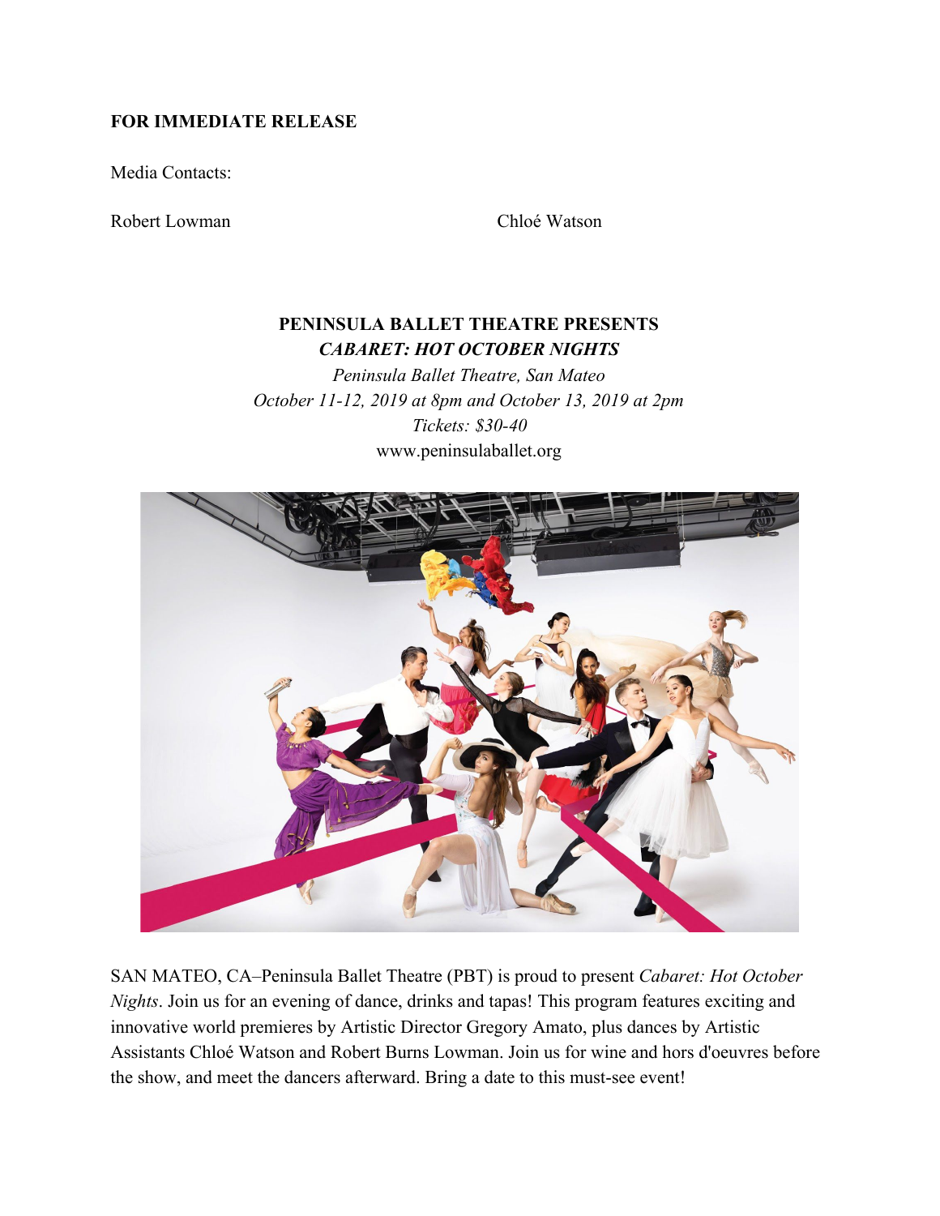**FOR IMMEDIATE RELEASE**

Media Contacts:

Robert Lowman

Chloé Watson

**PENINSULA BALLET THEATRE PRESENTS**
***CABARET: HOT OCTOBER NIGHTS***

*Peninsula Ballet Theatre, San Mateo*
*October 11-12, 2019 at 8pm and October 13, 2019 at 2pm*
*Tickets: $30-40*
www.peninsulaballet.org

SAN MATEO, CA–Peninsula Ballet Theatre (PBT) is proud to present *Cabaret: Hot October Nights*. Join us for an evening of dance, drinks and tapas! This program features exciting and innovative world premieres by Artistic Director Gregory Amato, plus dances by Artistic Assistants Chloé Watson and Robert Burns Lowman. Join us for wine and hors d'oeuvres before the show, and meet the dancers afterward. Bring a date to this must-see event!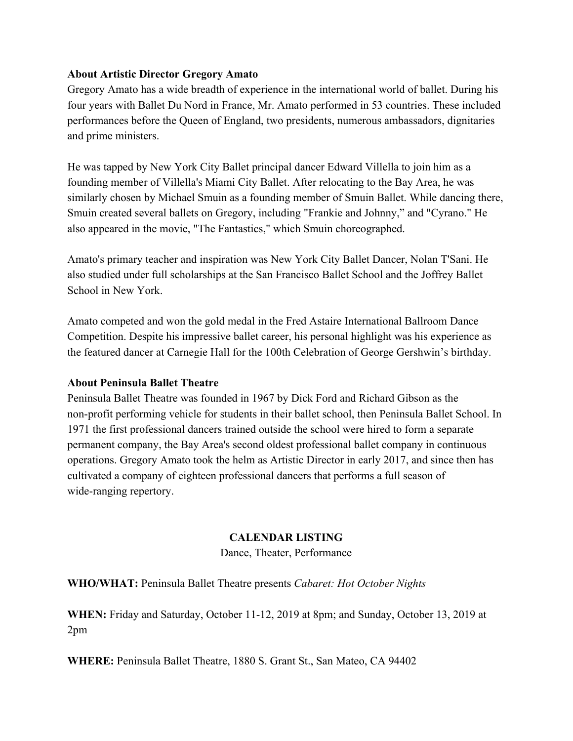**About Artistic Director Gregory Amato**

Gregory Amato has a wide breadth of experience in the international world of ballet. During his four years with Ballet Du Nord in France, Mr. Amato performed in 53 countries. These included performances before the Queen of England, two presidents, numerous ambassadors, dignitaries and prime ministers.

He was tapped by New York City Ballet principal dancer Edward Villella to join him as a founding member of Villella's Miami City Ballet. After relocating to the Bay Area, he was similarly chosen by Michael Smuin as a founding member of Smuin Ballet. While dancing there, Smuin created several ballets on Gregory, including "Frankie and Johnny," and "Cyrano." He also appeared in the movie, "The Fantastics," which Smuin choreographed.

Amato's primary teacher and inspiration was New York City Ballet Dancer, Nolan T'Sani. He also studied under full scholarships at the San Francisco Ballet School and the Joffrey Ballet School in New York.

Amato competed and won the gold medal in the Fred Astaire International Ballroom Dance Competition. Despite his impressive ballet career, his personal highlight was his experience as the featured dancer at Carnegie Hall for the 100th Celebration of George Gershwin's birthday.

**About Peninsula Ballet Theatre**

Peninsula Ballet Theatre was founded in 1967 by Dick Ford and Richard Gibson as the non-profit performing vehicle for students in their ballet school, then Peninsula Ballet School. In 1971 the first professional dancers trained outside the school were hired to form a separate permanent company, the Bay Area's second oldest professional ballet company in continuous operations. Gregory Amato took the helm as Artistic Director in early 2017, and since then has cultivated a company of eighteen professional dancers that performs a full season of wide-ranging repertory.

**CALENDAR LISTING**

Dance, Theater, Performance

**WHO/WHAT:** Peninsula Ballet Theatre presents *Cabaret: Hot October Nights*

**WHEN:** Friday and Saturday, October 11-12, 2019 at 8pm; and Sunday, October 13, 2019 at 2pm

**WHERE:** Peninsula Ballet Theatre, 1880 S. Grant St., San Mateo, CA 94402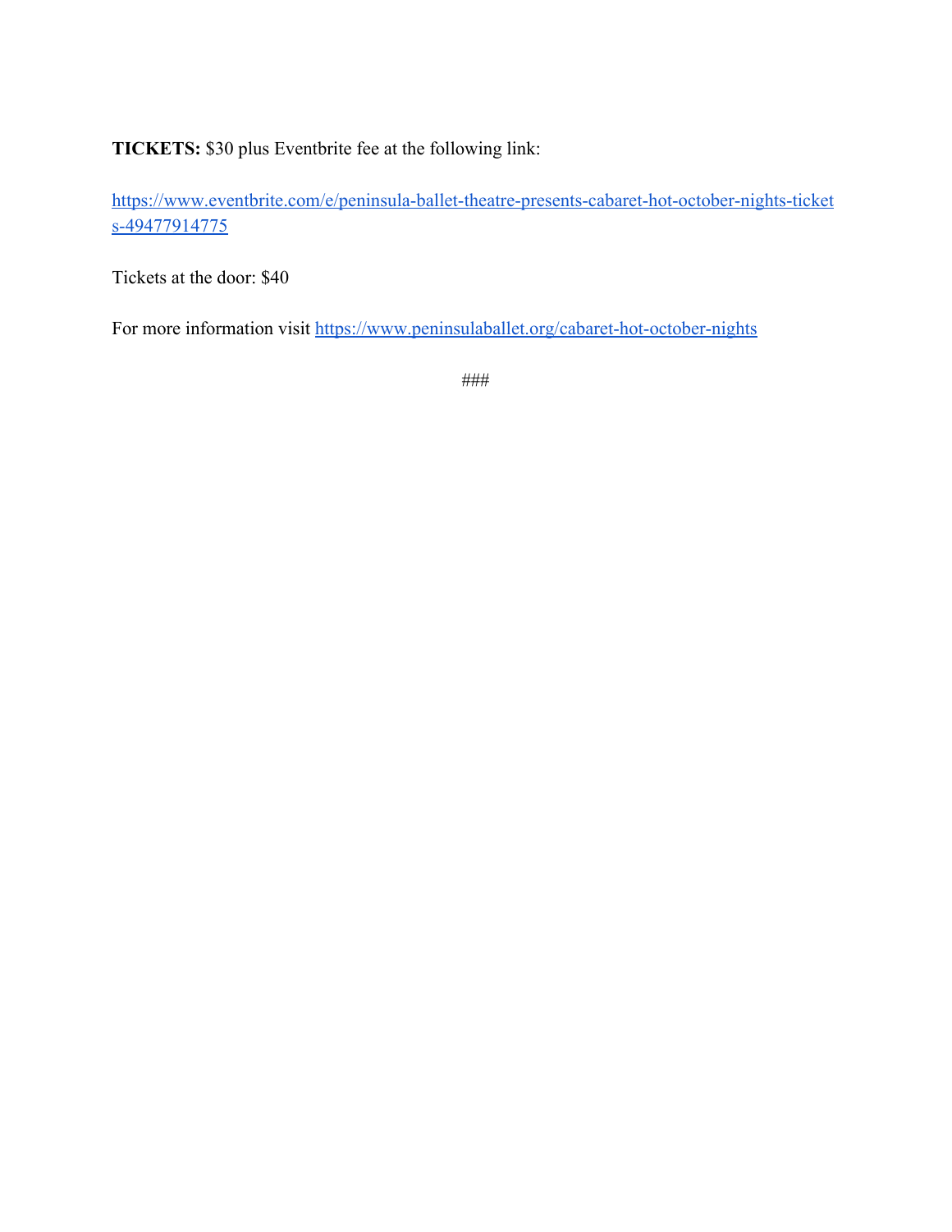**TICKETS:** $30 plus Eventbrite fee at the following link:

https://www.eventbrite.com/e/peninsula-ballet-theatre-presents-cabaret-hot-october-nights-tickets-49477914775

Tickets at the door: $40

For more information visit https://www.peninsulaballet.org/cabaret-hot-october-nights

###